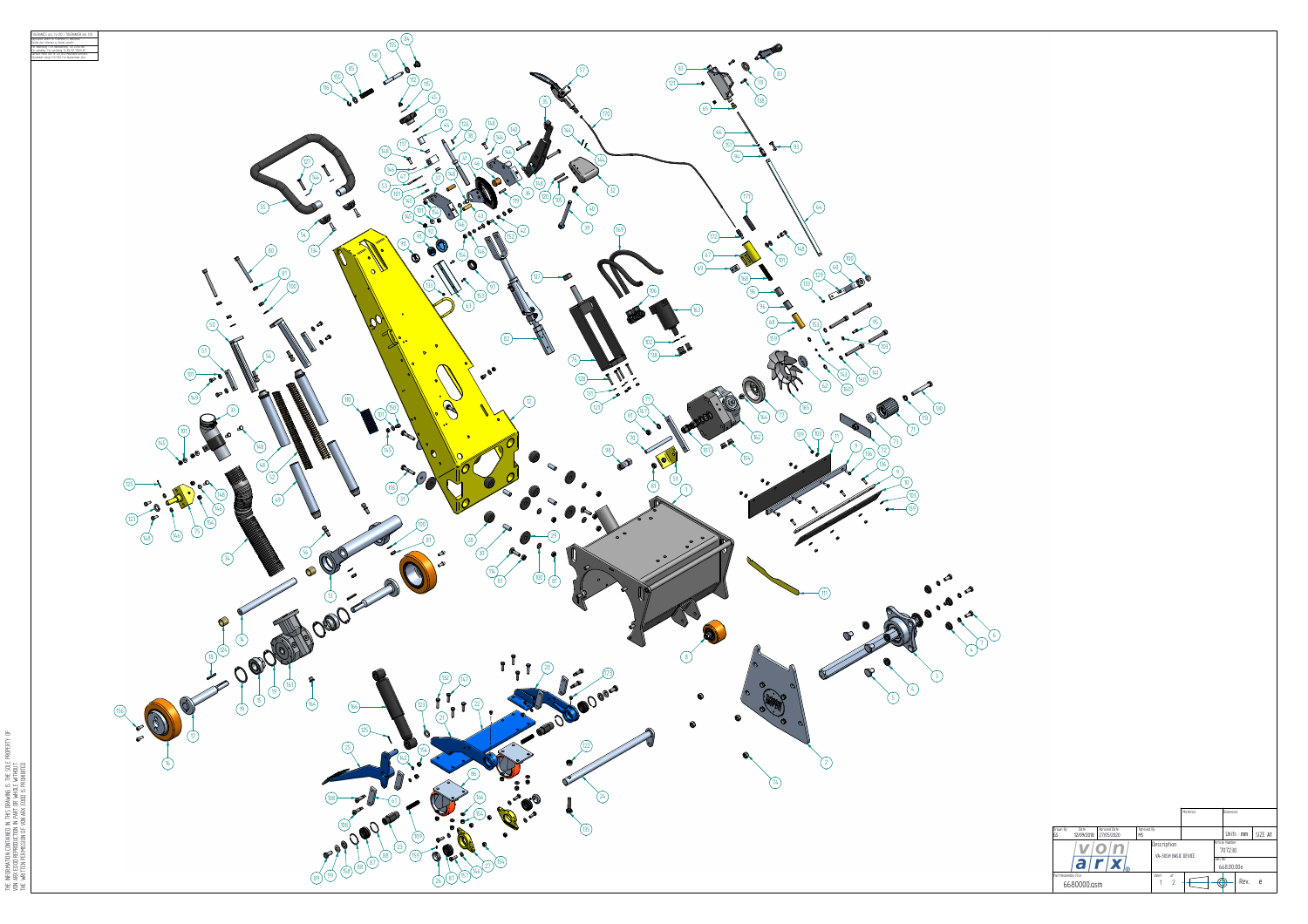TOLERANCES ACC. TO ISO / TOLERANCES ACC. ISO

THE INFORMATION CONTAINED IN THIS DRAWING IS THE SOLE PROPERTY OF VON ARX. ANY REPRODUCTION IN PART OR WHOLE WITHOUT THE WRITTEN PERMISSION OF VON ARX IS PROHIBITED.

| Drawn By | Date | Approved Date | Approved By | Material | Dimension |
|---|---|---|---|---|---|
| GS | 12/09/2018 | 27/05/2020 | MS | | Units: mm SIZE A1 |

| | Description | Article Number |
|---|---|---|
| von arx | VA-305H BASIC DEVICE | 707230 |
| Part/Assembly File | Sheet 1 of 2 | 668.00.00e |
| 668.0000.asm | | Rev. e |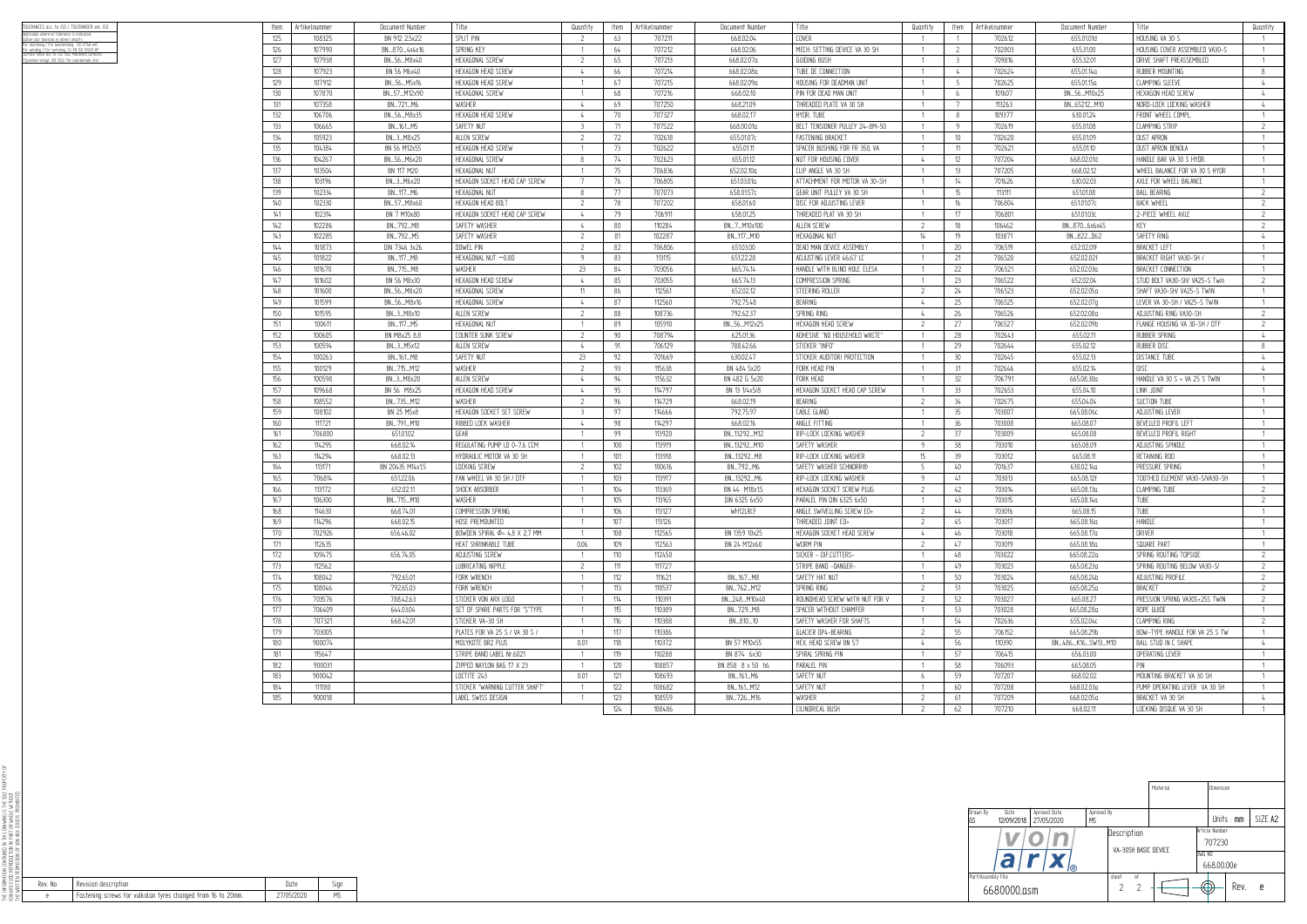TOLERANCES acc. to ISO / TOLERANSER enl. ISO
Applicable where no tolerance is indicated.
Gäller där tolerans ej direkt utsatt.
For machining / För bearbetning: ISO 2768-mK
For welding / För svetsning: SS-EN ISO 13920-BF
Surface finish acc. to / Ytor ISO 1302...
Ytjämnhet enligt ISO 1302 för bearbetade ytor.

| Item | Artikelnummer | Document Number | Title | Quantity | Item | Artikelnummer | Document Number | Title | Quantity | Item | Artikelnummer | Document Number | Title | Quantity |
|---|---|---|---|---|---|---|---|---|---|---|---|---|---|---|
| 125 | 108325 | BN 912 2.5x22 | SPLIT PIN | 2 | 63 | 707211 | 668.02.04 | COVER | 1 | 1 | 702612 | 655.01.01d | HOUSING VA 30 S | 1 |
| 126 | 107990 | BN...870...4x4x16 | SPRING KEY | 1 | 64 | 707212 | 668.02.06 | MECH. SETTING DEVICE VA 30 SH | 1 | 2 | 702803 | 655.31.00 | HOUSING COVER ASSEMBLED VA30-S | 1 |
| 127 | 107938 | BN...56...M8x40 | HEXAGONAL SCREW | 2 | 65 | 707213 | 668.02.07a | GUIDING BUSH | 1 | 3 | 709816 | 655.32.01 | DRIVE SHAFT PREASSEMBLED | 1 |
| 128 | 107923 | BN 56 M6x40 | HEXAGON HEAD SCREW | 4 | 66 | 707214 | 668.02.08a | TUBE OF CONNECTION | 1 | 4 | 702624 | 655.01.14a | RUBBER MOUNTING | 8 |
| 129 | 107912 | BN...56...M5x16 | HEXAGON HEAD SCREW | 1 | 67 | 707215 | 668.02.09a | HOUSING FOR DEADMAN UNIT | 1 | 5 | 702625 | 655.01.15a | CLAMPING SLEEVE | 4 |
| 130 | 107870 | BN...57...M12x90 | HEXAGONAL SCREW | 1 | 68 | 707216 | 668.02.10 | PIN FOR DEAD MAN UNIT | 1 | 6 | 101607 | BN...56...M10x25 | HEXAGON HEAD SCREW | 4 |
| 131 | 107358 | BN...721...M6 | WASHER | 4 | 69 | 707250 | 668.21.09 | THREADED PLATE VA 30 SH | 1 | 7 | 113263 | BN...65212...M10 | NORD-LOCK LOCKING WASHER | 4 |
| 132 | 106706 | BN...56...M8x35 | HEXAGON HEAD SCREW | 4 | 70 | 707327 | 668.02.17 | HYDR. TUBE | 1 | 8 | 109377 | 630.01.24 | FRONT WHEEL COMPL. | 1 |
| 133 | 106665 | BN...161...M5 | SAFETY NUT | 3 | 71 | 707522 | 668.00.01a | BELT TENSIONER PULLEY 24-8M-50 | 1 | 9 | 702619 | 655.01.08 | CLAMPING STRIP | 2 |
| 134 | 105923 | BN...3...M8x25 | ALLEN SCREW | 2 | 72 | 702618 | 655.01.07c | FASTENING BRACKET | 1 | 10 | 702620 | 655.01.09 | DUST APRON | 1 |
| 135 | 104384 | BN 56 M12x55 | HEXAGON HEAD SCREW | 1 | 73 | 702622 | 655.01.11 | SPACER BUSHING FOR FR 350, VA | 1 | 11 | 702621 | 655.01.10 | DUST APRON BENOLA | 1 |
| 136 | 104267 | BN...56...M6x20 | HEXAGONAL SCREW | 8 | 74 | 702623 | 655.01.12 | NUT FOR HOUSING COVER | 4 | 12 | 707204 | 668.02.01d | HANDLE BAR VA 30 S HYDR. | 1 |
| 137 | 103504 | BN 117 M20 | HEXAGONAL NUT | 1 | 75 | 706836 | 652.02.10a | CLIP ANGLE VA 30 SH | 1 | 13 | 707205 | 668.02.12 | WHEEL BALANCE FOR VA 30 S HYDR | 1 |
| 138 | 103196 | BN...3...M6x20 | HEXAGON SOCKET HEAD CAP SCREW | 7 | 76 | 706805 | 651.03.01a | ATTACHMENT FOR MOTOR VA 30-SH | 1 | 14 | 701626 | 630.02.03 | AXLE FOR WHEEL BALANCE | 1 |
| 139 | 102334 | BN...117...M6 | HEXAGONAL NUT | 8 | 77 | 707073 | 658.01.57c | GEAR UNIT PULLEY VA 30 SH | 1 | 15 | 113111 | 651.01.08 | BALL BEARING | 2 |
| 140 | 102330 | BN...57...M8x60 | HEXAGON HEAD BOLT | 2 | 78 | 707202 | 658.01.60 | DISC FOR ADJUSTING LEVER | 1 | 16 | 706804 | 651.01.07c | BACK WHEEL | 2 |
| 141 | 102314 | BN 7 M10x80 | HEXAGON SOCKET HEAD CAP SCREW | 4 | 79 | 706911 | 658.01.25 | THREADED PLAT VA 30 SH | 1 | 17 | 706801 | 651.01.03c | 2-PIECE WHEEL AXLE | 2 |
| 142 | 102286 | BN...792...M8 | SAFETY WASHER | 4 | 80 | 110284 | BN...7...M10x100 | ALLEN SCREW | 2 | 18 | 106462 | BN...870...6x6x45 | KEY | 2 |
| 143 | 102285 | BN...792...M5 | SAFETY WASHER | 2 | 81 | 102287 | BN...117...M10 | HEXAGONAL NUT | 14 | 19 | 103871 | BN...822...D62 | SAFETY RING | 4 |
| 144 | 101873 | DIN 7346 3x26 | DOWEL PIN | 2 | 82 | 706806 | 651.03.00 | DEAD MAN DEVICE ASSEMBLY | 1 | 20 | 706519 | 652.02.01f | BRACKET LEFT | 1 |
| 145 | 101822 | BN...117...M8 | HEXAGONAL NUT -0.80 | 9 | 83 | 113115 | 651.22.28 | ADJUSTING LEVER 46.67 LC | 1 | 21 | 706520 | 652.02.02f | BRACKET RIGHT VA30-SH / | 1 |
| 146 | 101670 | BN...715...M8 | WASHER | 23 | 84 | 703056 | 665.74.14 | HANDLE WITH BLIND HOLE ELESA | 1 | 22 | 706521 | 652.02.03a | BRACKET CONNECTION | 1 |
| 147 | 101602 | BN 56 M8x30 | HEXAGON HEAD SCREW | 4 | 85 | 703055 | 665.74.13 | COMPRESSION SPRING | 1 | 23 | 706522 | 652.02.04 | STUD BOLT VA30-SH/ VA25-S Twin | 2 |
| 148 | 101600 | BN...56...M8x20 | HEXAGONAL SCREW | 11 | 86 | 112561 | 652.02.12 | STEERING ROLLER | 2 | 24 | 706523 | 652.02.05a | SHAFT VA30-SH/ VA25-S TWIN | 1 |
| 149 | 101599 | BN...56...M8x16 | HEXAGONAL SCREW | 4 | 87 | 112560 | 792.75.48 | BEARING | 4 | 25 | 706525 | 652.02.07g | LEVER VA 30-SH / VA25-S TWIN | 1 |
| 150 | 101595 | BN...3...M8x10 | ALLEN SCREW | 2 | 88 | 108736 | 792.62.37 | SPRING RING | 4 | 26 | 706526 | 652.02.08a | ADJUSTING RING VA30-SH | 2 |
| 151 | 100611 | BN...117...M5 | HEXAGONAL NUT | 1 | 89 | 105910 | BN...56...M12x25 | HEXAGON HEAD SCREW | 2 | 27 | 706527 | 652.02.09b | FLANGE HOUSING VA 30-SH / DTF | 2 |
| 152 | 100605 | BN M8x25 8.8 | COUNTER SUNK SCREW | 2 | 90 | 708794 | 625.01.36 | ADHESIVE "NO HOUSEHOLD WASTE" | 1 | 28 | 702643 | 655.02.11 | RUBBER SPRING | 4 |
| 153 | 100594 | BN...3...M5x12 | ALLEN SCREW | 4 | 91 | 706129 | 788.42.66 | STICKER "INFO" | 1 | 29 | 702644 | 655.02.12 | RUBBER DISC | 8 |
| 154 | 100263 | BN...161...M8 | SAFETY NUT | 23 | 92 | 701669 | 630.02.47 | STICKER AUDITORI PROTECTION | 1 | 30 | 702645 | 655.02.13 | DISTANCE TUBE | 4 |
| 155 | 100129 | BN...715...M12 | WASHER | 2 | 93 | 115638 | BN 484 5x20 | FORK HEAD PIN | 1 | 31 | 702646 | 655.02.14 | DISC | 4 |
| 156 | 100598 | BN...3...M8x20 | ALLEN SCREW | 4 | 94 | 115632 | BN 482 G 5x20 | FORK HEAD | 1 | 32 | 706791 | 665.08.30a | HANDLE VA 30 S + VA 25 S TWIN | 1 |
| 157 | 109668 | BN 56 M8x25 | HEXAGON HEAD SCREW | 4 | 95 | 114797 | BN 13 1/4x5/8 | HEXAGON SOCKET HEAD CAP SCREW | 1 | 33 | 702653 | 655.04.10 | LINK JOINT | 1 |
| 158 | 108552 | BN...735...M12 | WASHER | 2 | 96 | 114729 | 668.02.19 | BEARING | 2 | 34 | 702675 | 655.04.04 | SUCTION TUBE | 1 |
| 159 | 108102 | BN 25 M5x8 | HEXAGON SOCKET SET SCREW | 3 | 97 | 114666 | 792.75.97 | CABLE GLAND | 1 | 35 | 703007 | 665.08.06c | ADJUSTING LEVER | 1 |
| 160 | 111721 | BN...791...M10 | RIBBED LOCK WASHER | 4 | 98 | 114297 | 668.02.16 | ANGLE FITTING | 1 | 36 | 703008 | 665.08.07 | BEVELLED PROFIL LEFT | 1 |
| 161 | 706800 | 651.01.02 | GEAR | 1 | 99 | 113920 | BN...13292...M12 | RIP-LOCK LOCKING WASHER | 2 | 37 | 703009 | 665.08.08 | BEVELLED PROFIL RIGHT | 1 |
| 162 | 114295 | 668.02.14 | REGULATING PUMP LD 0-7.6 CCM | 1 | 100 | 113919 | BN...13292...M10 | SAFETY WASHER | 9 | 38 | 703010 | 665.08.09 | ADJUSTING SPINDLE | 1 |
| 163 | 114294 | 668.02.13 | HYDRAULIC MOTOR VA 30 SH | 1 | 101 | 113918 | BN...13292...M8 | RIP-LOCK LOCKING WASHER | 15 | 39 | 703012 | 665.08.11 | RETAINING ROD | 1 |
| 164 | 113171 | BN 20435 M14x1.5 | LOCKING SCREW | 2 | 102 | 100616 | BN...792...M6 | SAFETY WASHER SCHNORR® | 5 | 40 | 701637 | 630.02.14a | PRESSURE SPRING | 1 |
| 165 | 706814 | 651.22.06 | FAN WHEEL VA 30 SH / DTF | 1 | 103 | 113917 | BN...13292...M6 | RIP-LOCK LOCKING WASHER | 9 | 41 | 703013 | 665.08.12f | TOOTHED ELEMENT VA30-S/VA30-SH | 1 |
| 166 | 113172 | 652.02.11 | SHOCK ABSORBER | 1 | 104 | 113369 | BN 44 M18x1.5 | HEXAGON SOCKET SCREW PLUG | 2 | 42 | 703014 | 665.08.13a | CLAMPING TUBE | 2 |
| 167 | 106300 | BN...715...M10 | WASHER | 1 | 105 | 113165 | DIN 6325 6x50 | PARALEL PIN DIN 6325 6x50 | 1 | 43 | 703015 | 665.08.14a | TUBE | 2 |
| 168 | 114630 | 668.74.01 | COMPRESSION SPRING | 1 | 106 | 113127 | WH12LRCF | ANGLE SWIVELLING SCREW EO+ | 2 | 44 | 703016 | 665.08.15 | TUBE | 1 |
| 169 | 114296 | 668.02.15 | HOSE PREMOUNTED | 1 | 107 | 113126 | | THREADED JOINT EO+ | 2 | 45 | 703017 | 665.08.16a | HANDLE | 1 |
| 170 | 702926 | 656.46.02 | BOWDEN SPIRAL Φ= 4.8 X 2.7 MM | 1 | 108 | 112565 | BN 1359 10x25 | HEXAGON SOCKET HEAD SCREW | 4 | 46 | 703018 | 665.08.17a | DRIVER | 1 |
| 171 | 112635 | | HEAT SHRINKABLE TUBE | 0.06 | 109 | 112563 | BN 24 M12x60 | WORM PIN | 2 | 47 | 703019 | 665.08.18a | SQUARE PART | 1 |
| 172 | 109475 | 656.74.05 | ADJUSTING SCREW | 1 | 110 | 112450 | | SICKER - DIF.CUTTERS- | 1 | 48 | 703022 | 665.08.22a | SPRING ROUTING TOPSIDE | 2 |
| 173 | 112562 | | LUBRICATING NIPPLE | 2 | 111 | 111727 | | STRIPE BAND -DANGER- | 1 | 49 | 703023 | 665.08.23a | SPRING ROUTING BELOW VA30-S/ | 2 |
| 174 | 108042 | 792.65.01 | FORK WRENCH | 1 | 112 | 111621 | BN...167...M8 | SAFETY HAT NUT | 1 | 50 | 703024 | 665.08.24b | ADJUSTING PROFILE | 2 |
| 175 | 108046 | 792.65.03 | FORK WRENCH | 1 | 113 | 110537 | BN...762...M12 | SPRING RING | 2 | 51 | 703025 | 665.08.25a | BRACKET | 2 |
| 176 | 709576 | 788.42.63 | STICKER VON ARX LOGO | 1 | 114 | 110391 | BN...248...M10x40 | ROUNDHEAD SCREW WITH NUT FOR V | 2 | 52 | 703027 | 665.08.27 | PRESSION SPRING VA30S+25S TWIN | 2 |
| 177 | 706409 | 644.03.04 | SET OF SPARE PARTS FOR "S"TYPE | 1 | 115 | 110389 | BN...729...M8 | SPACER WITHOUT CHAMFER | 1 | 53 | 703028 | 665.08.28a | ROPE GUIDE | 1 |
| 178 | 707321 | 668.42.01 | STICKER VA-30 SH | 1 | 116 | 110388 | BN...810...10 | SAFETY WASHER FOR SHAFTS | 1 | 54 | 702636 | 655.02.04c | CLAMPING RING | 2 |
| 179 | 703005 | | PLATES FOR VA 25 S / VA 30 S / | 1 | 117 | 110386 | | GLACIER DP4-BEARING | 2 | 55 | 706152 | 665.08.29b | BOW-TYPE HANDLE FOR VA 25 S TW | 1 |
| 180 | 900074 | | MOLYKOTE BR2 PLUS | 0.01 | 118 | 110372 | BN 57 M10x55 | HEX. HEAD SCREW BN 57 | 4 | 56 | 110390 | BN...486...K16...SW13...M10 | BALL STUD IN C SHAPE | 4 |
| 181 | 115647 | | STRIPE BAND LABEL Nr.6021 | 1 | 119 | 110288 | BN 874 6x30 | SPIRAL SPRING PIN | 1 | 57 | 706415 | 656.03.00 | OPERATING LEVER | 1 |
| 182 | 900031 | | ZIPPED NAYLON BAG 17 X 23 | 1 | 120 | 108857 | BN 858 8 x 50 h6 | PARALEL PIN | 1 | 58 | 706093 | 665.08.05 | PIN | 1 |
| 183 | 900042 | | LOCTITE 243 | 0.01 | 121 | 108693 | BN...161...M6 | SAFETY NUT | 6 | 59 | 707207 | 668.02.02 | MOUNTING BRACKET VA 30 SH | 1 |
| 184 | 111180 | | STICKER "WARNING CUTTER SHAFT" | 1 | 122 | 108682 | BN...161...M12 | SAFETY NUT | 1 | 60 | 707208 | 668.02.03a | PUMP OPERATING LEVER VA 30 SH | 1 |
| 185 | 900018 | | LABEL SWISS DESIGN | 1 | 123 | 108559 | BN...726...M16 | WASHER | 2 | 61 | 707209 | 668.02.05a | BRACKET VA 30 SH | 4 |
| | | | | | 124 | 108486 | | CILINDRICAL BUSH | 2 | 62 | 707210 | 668.02.11 | LOCKING DISQUE VA 30 SH | 1 |

| Rev. No | Revision description | Date | Sign |
|---|---|---|---|
| e | Fastening screws for vulkolan tyres changed from 16 to 20mm. | 27/05/2020 | MS |

THE INFORMATION CONTAINED IN THIS DRAWING IS THE SOLE PROPERTY OF VON ARX. ANY REPRODUCTION IN PART OR AS A WHOLE WITHOUT THE WRITTEN PERMISSION OF VON ARX IS PROHIBITED.

| Drawn By | Date | Aproved Date | Aproved By | Material | Dimension |
|---|---|---|---|---|---|
| GS | 12/09/2018 | 27/05/2020 | MS | | |

von arx®

Units : mm — SIZE A2

Description: VA-30SH BASIC DEVICE

Article Number: 707230

Dwg No: 668.00.00e

Part/Assembly File: 6680000.asm

sheet 2 of 2

Rev. e